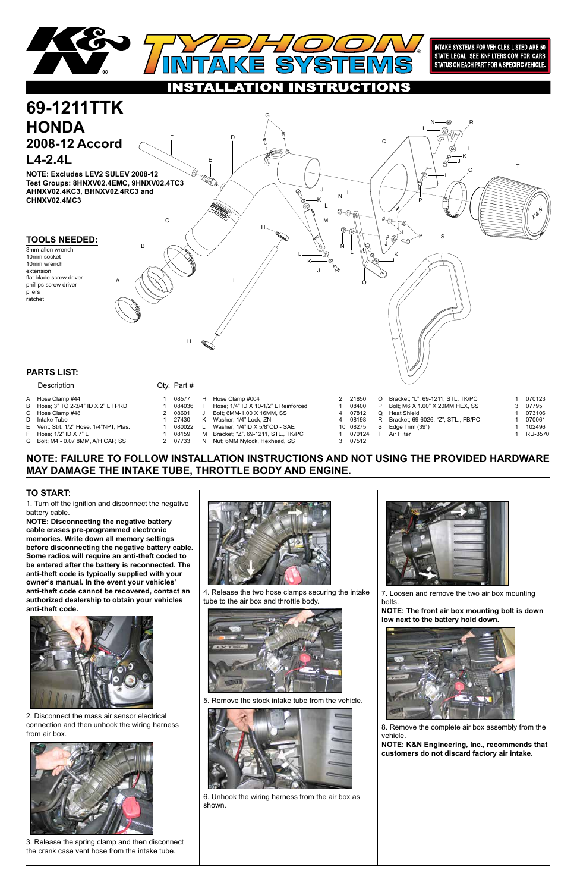K&N TYPHOON INTAKE SYSTEMS

INTAKE SYSTEMS FOR VEHICLES LISTED ARE 50 STATE LEGAL. SEE KNFILTERS.COM FOR CARB STATUS ON EACH PART FOR A SPECIFIC VEHICLE.

# INSTALLATION INSTRUCTIONS

# 69-1211TTK

# HONDA

## 2008-12 Accord

## L4-2.4L

**NOTE: Excludes LEV2 SULEV 2008-12 Test Groups: 8HNXV02.4EMC, 9HNXV02.4TC3 AHNXV02.4KC3, BHNXV02.4RC3 and CHNXV02.4MC3**

### TOOLS NEEDED:

3mm allen wrench
10mm socket
10mm wrench
extension
flat blade screw driver
phillips screw driver
pliers
ratchet

### PARTS LIST:

| | Description | Qty. | Part # |
|---|---|---|---|
| A | Hose Clamp #44 | 1 | 08577 |
| B | Hose; 3" TO 2-3/4" ID X 2" L TPRD | 1 | 084036 |
| C | Hose Clamp #48 | 2 | 08601 |
| D | Intake Tube | 1 | 27430 |
| E | Vent; Strt. 1/2" Hose, 1/4"NPT, Plas. | 1 | 080022 |
| F | Hose; 1/2" ID X 7" L | 1 | 08159 |
| G | Bolt; M4 - 0.07 8MM, A/H CAP, SS | 2 | 07733 |
| H | Hose Clamp #004 | 2 | 21850 |
| I | Hose; 1/4" ID X 10-1/2" L Reinforced | 1 | 08400 |
| J | Bolt; 6MM-1.00 X 16MM, SS | 4 | 07812 |
| K | Washer; 1/4" Lock, ZN | 4 | 08198 |
| L | Washer; 1/4"ID X 5/8"OD - SAE | 10 | 08275 |
| M | Bracket; "Z", 69-1211, STL., TK/PC | 1 | 070124 |
| N | Nut; 6MM Nylock, Hexhead, SS | 3 | 07512 |
| O | Bracket; "L", 69-1211, STL. TK/PC | 1 | 070123 |
| P | Bolt; M6 X 1.00" X 20MM HEX, SS | 3 | 07795 |
| Q | Heat Shield | 1 | 073106 |
| R | Bracket; 69-6026, "Z", STL., FB/PC | 1 | 070061 |
| S | Edge Trim (39") | 1 | 102496 |
| T | Air Filter | 1 | RU-3570 |

## NOTE: FAILURE TO FOLLOW INSTALLATION INSTRUCTIONS AND NOT USING THE PROVIDED HARDWARE MAY DAMAGE THE INTAKE TUBE, THROTTLE BODY AND ENGINE.

### TO START:

1. Turn off the ignition and disconnect the negative battery cable.

**NOTE: Disconnecting the negative battery cable erases pre-programmed electronic memories. Write down all memory settings before disconnecting the negative battery cable. Some radios will require an anti-theft coded to be entered after the battery is reconnected. The anti-theft code is typically supplied with your owner's manual. In the event your vehicles' anti-theft code cannot be recovered, contact an authorized dealership to obtain your vehicles anti-theft code.**

2. Disconnect the mass air sensor electrical connection and then unhook the wiring harness from air box.

3. Release the spring clamp and then disconnect the crank case vent hose from the intake tube.

4. Release the two hose clamps securing the intake tube to the air box and throttle body.

5. Remove the stock intake tube from the vehicle.

6. Unhook the wiring harness from the air box as shown.

7. Loosen and remove the two air box mounting bolts.

**NOTE: The front air box mounting bolt is down low next to the battery hold down.**

8. Remove the complete air box assembly from the vehicle.

**NOTE: K&N Engineering, Inc., recommends that customers do not discard factory air intake.**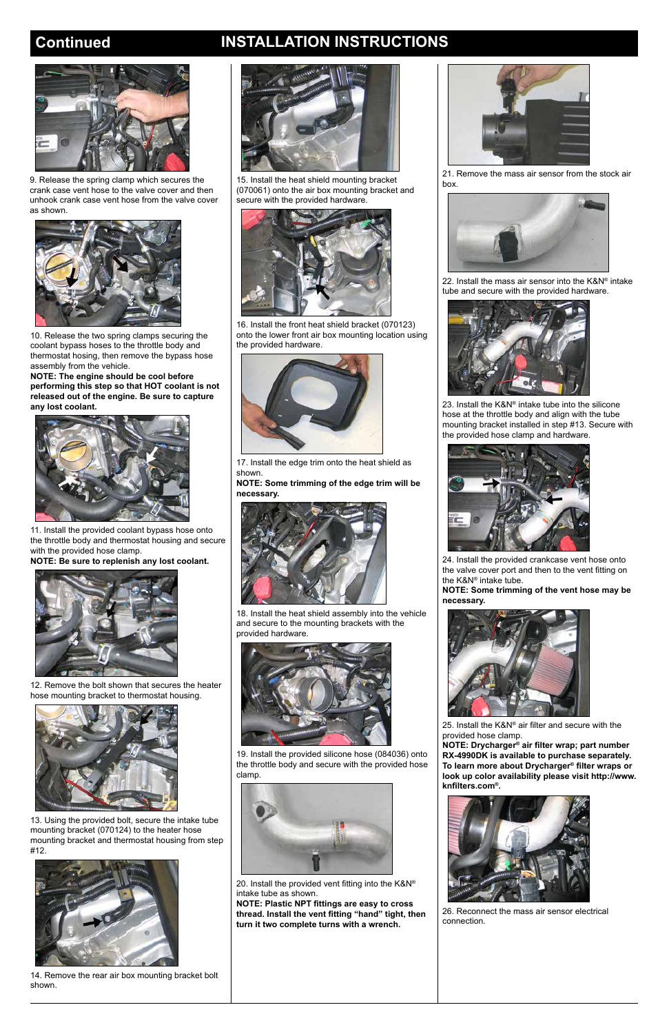## Continued INSTALLATION INSTRUCTIONS

9. Release the spring clamp which secures the crank case vent hose to the valve cover and then unhook crank case vent hose from the valve cover as shown.

10. Release the two spring clamps securing the coolant bypass hoses to the throttle body and thermostat hosing, then remove the bypass hose assembly from the vehicle.
**NOTE: The engine should be cool before performing this step so that HOT coolant is not released out of the engine. Be sure to capture any lost coolant.**

11. Install the provided coolant bypass hose onto the throttle body and thermostat housing and secure with the provided hose clamp.
**NOTE: Be sure to replenish any lost coolant.**

12. Remove the bolt shown that secures the heater hose mounting bracket to thermostat housing.

13. Using the provided bolt, secure the intake tube mounting bracket (070124) to the heater hose mounting bracket and thermostat housing from step #12.

14. Remove the rear air box mounting bracket bolt shown.

15. Install the heat shield mounting bracket (070061) onto the air box mounting bracket and secure with the provided hardware.

16. Install the front heat shield bracket (070123) onto the lower front air box mounting location using the provided hardware.

17. Install the edge trim onto the heat shield as shown.
**NOTE: Some trimming of the edge trim will be necessary.**

18. Install the heat shield assembly into the vehicle and secure to the mounting brackets with the provided hardware.

19. Install the provided silicone hose (084036) onto the throttle body and secure with the provided hose clamp.

20. Install the provided vent fitting into the K&N® intake tube as shown.
**NOTE: Plastic NPT fittings are easy to cross thread. Install the vent fitting "hand" tight, then turn it two complete turns with a wrench.**

21. Remove the mass air sensor from the stock air box.

22. Install the mass air sensor into the K&N® intake tube and secure with the provided hardware.

23. Install the K&N® intake tube into the silicone hose at the throttle body and align with the tube mounting bracket installed in step #13. Secure with the provided hose clamp and hardware.

24. Install the provided crankcase vent hose onto the valve cover port and then to the vent fitting on the K&N® intake tube.
**NOTE: Some trimming of the vent hose may be necessary.**

25. Install the K&N® air filter and secure with the provided hose clamp.
**NOTE: Drycharger® air filter wrap; part number RX-4990DK is available to purchase separately. To learn more about Drycharger® filter wraps or look up color availability please visit http://www.knfilters.com®.**

26. Reconnect the mass air sensor electrical connection.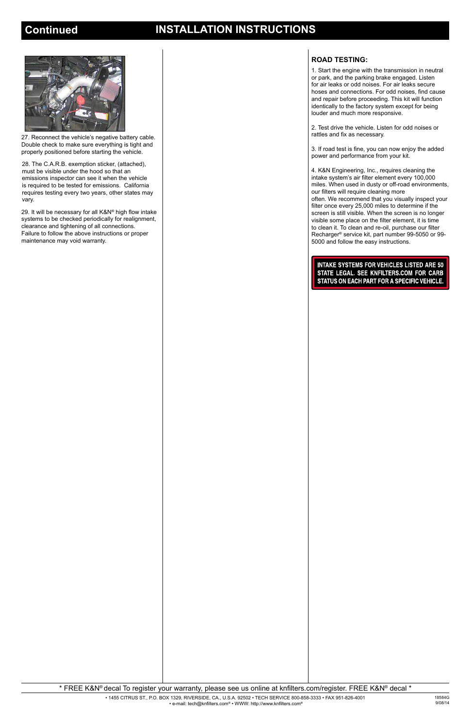## Continued

# INSTALLATION INSTRUCTIONS

27. Reconnect the vehicle's negative battery cable. Double check to make sure everything is tight and properly positioned before starting the vehicle.

28. The C.A.R.B. exemption sticker, (attached), must be visible under the hood so that an emissions inspector can see it when the vehicle is required to be tested for emissions. California requires testing every two years, other states may vary.

29. It will be necessary for all K&N® high flow intake systems to be checked periodically for realignment, clearance and tightening of all connections. Failure to follow the above instructions or proper maintenance may void warranty.

### ROAD TESTING:

1. Start the engine with the transmission in neutral or park, and the parking brake engaged. Listen for air leaks or odd noises. For air leaks secure hoses and connections. For odd noises, find cause and repair before proceeding. This kit will function identically to the factory system except for being louder and much more responsive.

2. Test drive the vehicle. Listen for odd noises or rattles and fix as necessary.

3. If road test is fine, you can now enjoy the added power and performance from your kit.

4. K&N Engineering, Inc., requires cleaning the intake system's air filter element every 100,000 miles. When used in dusty or off-road environments, our filters will require cleaning more often. We recommend that you visually inspect your filter once every 25,000 miles to determine if the screen is still visible. When the screen is no longer visible some place on the filter element, it is time to clean it. To clean and re-oil, purchase our filter Recharger® service kit, part number 99-5050 or 99-5000 and follow the easy instructions.

**INTAKE SYSTEMS FOR VEHICLES LISTED ARE 50 STATE LEGAL. SEE KNFILTERS.COM FOR CARB STATUS ON EACH PART FOR A SPECIFIC VEHICLE.**

* FREE K&N® decal To register your warranty, please see us online at knfilters.com/register. FREE K&N® decal *

• 1455 CITRUS ST., P.O. BOX 1329, RIVERSIDE, CA., U.S.A. 92502 • TECH SERVICE 800-858-3333 • FAX 951-826-4001
• e-mail: tech@knfilters.com® • WWW: http://www.knfilters.com®

18584G
9/08/14